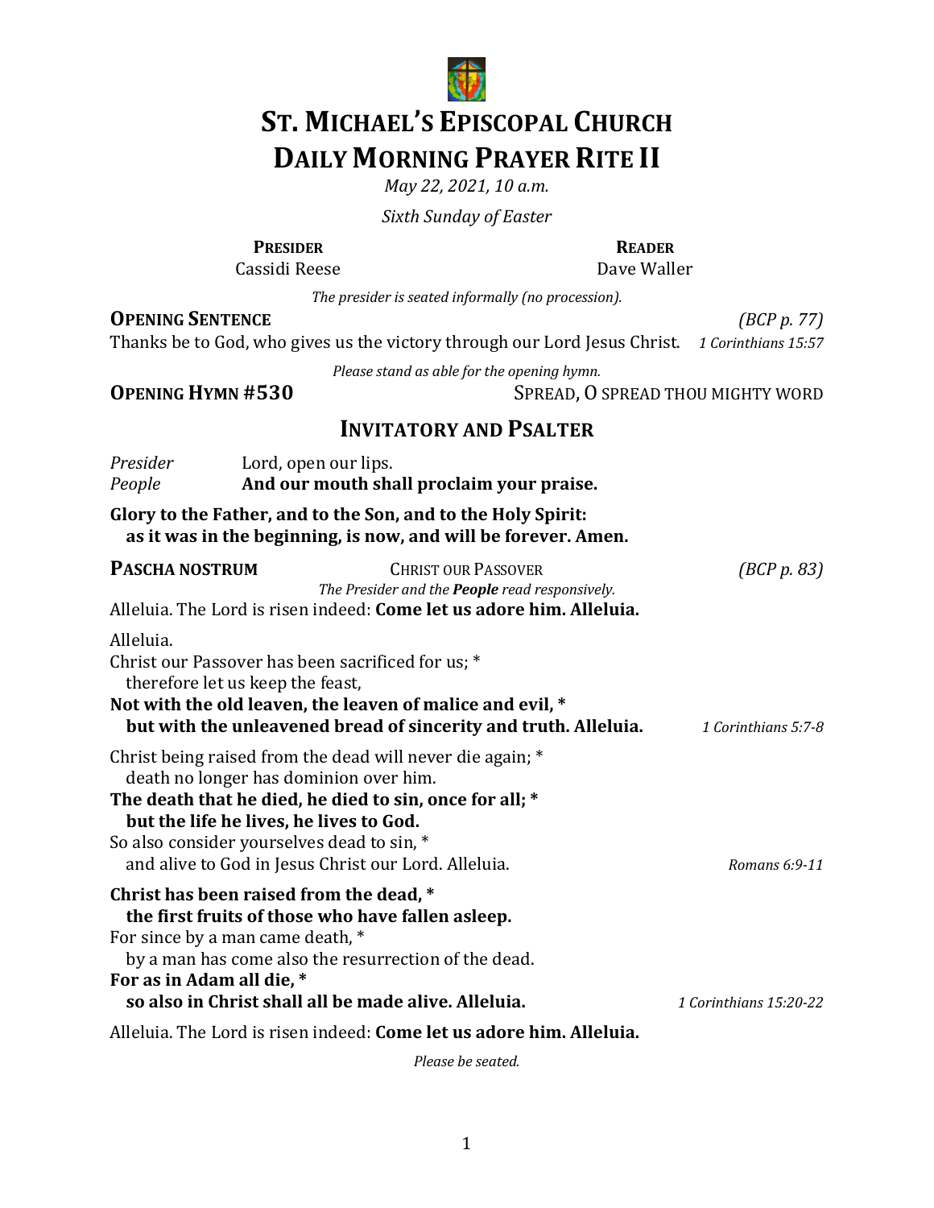# ST. MICHAEL'S EPISCOPAL CHURCH
# DAILY MORNING PRAYER RITE II

*May 22, 2021, 10 a.m.*

*Sixth Sunday of Easter*

**PRESIDER**
Cassidi Reese

**READER**
Dave Waller

*The presider is seated informally (no procession).*

**OPENING SENTENCE** *(BCP p. 77)*

Thanks be to God, who gives us the victory through our Lord Jesus Christ. *1 Corinthians 15:57*

*Please stand as able for the opening hymn.*

**OPENING HYMN #530** SPREAD, O SPREAD THOU MIGHTY WORD

## INVITATORY AND PSALTER

*Presider* Lord, open our lips.
*People* **And our mouth shall proclaim your praise.**

**Glory to the Father, and to the Son, and to the Holy Spirit:**
**as it was in the beginning, is now, and will be forever. Amen.**

**PASCHA NOSTRUM** CHRIST OUR PASSOVER *(BCP p. 83)*

*The Presider and the **People** read responsively.*

Alleluia. The Lord is risen indeed: **Come let us adore him. Alleluia.**

Alleluia.
Christ our Passover has been sacrificed for us; *
therefore let us keep the feast,
**Not with the old leaven, the leaven of malice and evil, ***
**but with the unleavened bread of sincerity and truth. Alleluia.** *1 Corinthians 5:7-8*

Christ being raised from the dead will never die again; *
death no longer has dominion over him.
**The death that he died, he died to sin, once for all; ***
**but the life he lives, he lives to God.**
So also consider yourselves dead to sin, *
and alive to God in Jesus Christ our Lord. Alleluia. *Romans 6:9-11*

**Christ has been raised from the dead, ***
**the first fruits of those who have fallen asleep.**
For since by a man came death, *
by a man has come also the resurrection of the dead.
**For as in Adam all die, ***
**so also in Christ shall all be made alive. Alleluia.** *1 Corinthians 15:20-22*

Alleluia. The Lord is risen indeed: **Come let us adore him. Alleluia.**

*Please be seated.*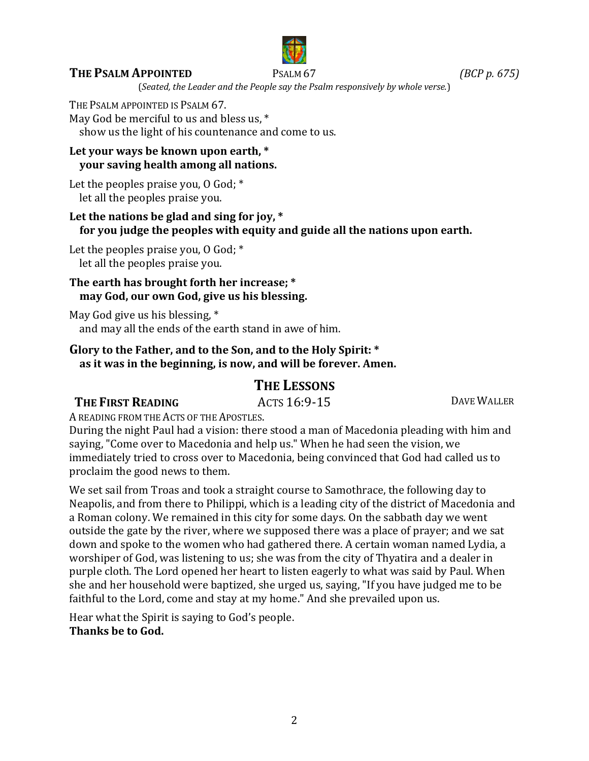**THE PSALM APPOINTED** PSALM 67 *(BCP p. 675)*

(*Seated, the Leader and the People say the Psalm responsively by whole verse.*)

THE PSALM APPOINTED IS PSALM 67.

May God be merciful to us and bless us, *
show us the light of his countenance and come to us.

**Let your ways be known upon earth, *
your saving health among all nations.**

Let the peoples praise you, O God; *
let all the peoples praise you.

**Let the nations be glad and sing for joy, *
for you judge the peoples with equity and guide all the nations upon earth.**

Let the peoples praise you, O God; *
let all the peoples praise you.

**The earth has brought forth her increase; *
may God, our own God, give us his blessing.**

May God give us his blessing, *
and may all the ends of the earth stand in awe of him.

**Glory to the Father, and to the Son, and to the Holy Spirit: *
as it was in the beginning, is now, and will be forever. Amen.**

## THE LESSONS

**THE FIRST READING** ACTS 16:9-15 DAVE WALLER

A READING FROM THE ACTS OF THE APOSTLES.

During the night Paul had a vision: there stood a man of Macedonia pleading with him and saying, "Come over to Macedonia and help us." When he had seen the vision, we immediately tried to cross over to Macedonia, being convinced that God had called us to proclaim the good news to them.

We set sail from Troas and took a straight course to Samothrace, the following day to Neapolis, and from there to Philippi, which is a leading city of the district of Macedonia and a Roman colony. We remained in this city for some days. On the sabbath day we went outside the gate by the river, where we supposed there was a place of prayer; and we sat down and spoke to the women who had gathered there. A certain woman named Lydia, a worshiper of God, was listening to us; she was from the city of Thyatira and a dealer in purple cloth. The Lord opened her heart to listen eagerly to what was said by Paul. When she and her household were baptized, she urged us, saying, "If you have judged me to be faithful to the Lord, come and stay at my home." And she prevailed upon us.

Hear what the Spirit is saying to God's people.
**Thanks be to God.**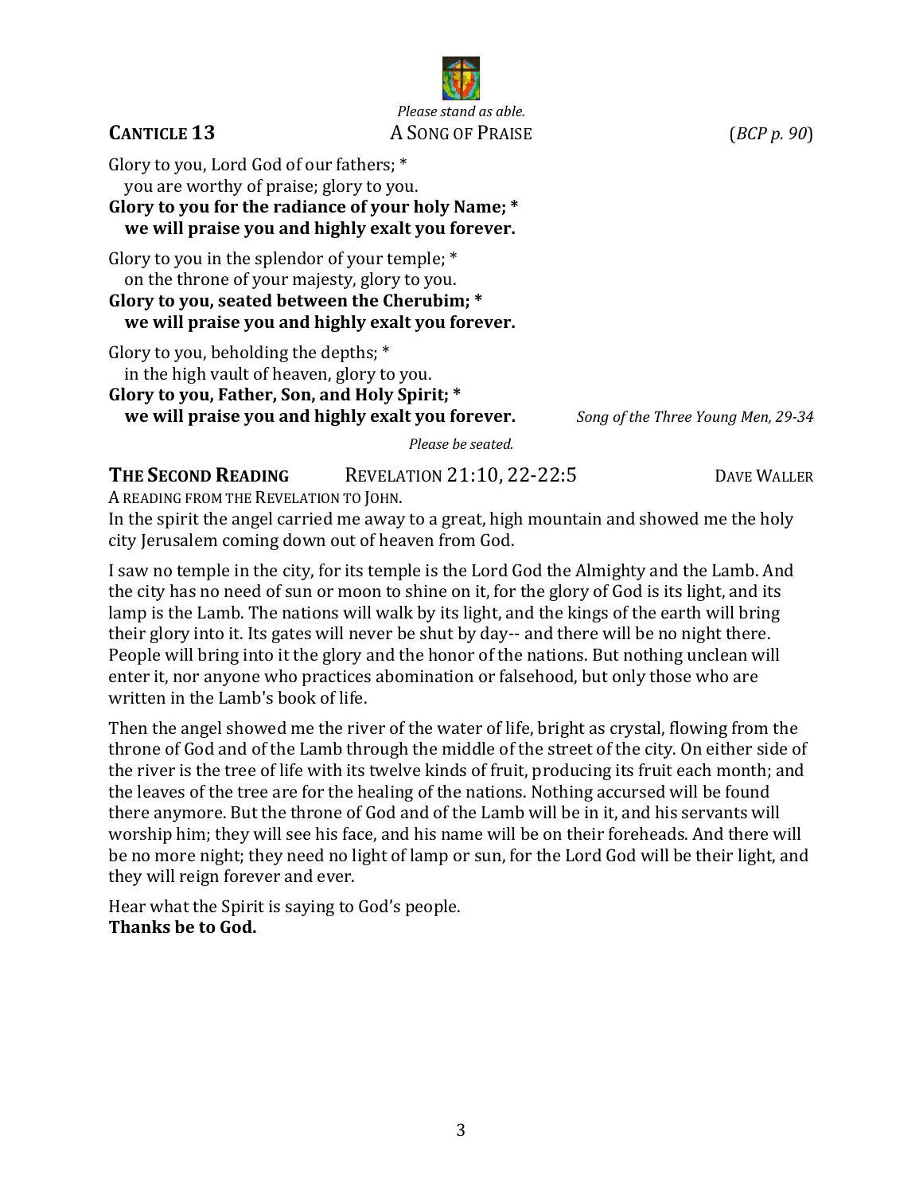*Please stand as able.*

## CANTICLE 13 — A SONG OF PRAISE (*BCP p. 90*)

Glory to you, Lord God of our fathers; *
  you are worthy of praise; glory to you.
**Glory to you for the radiance of your holy Name; *
  we will praise you and highly exalt you forever.**

Glory to you in the splendor of your temple; *
  on the throne of your majesty, glory to you.
**Glory to you, seated between the Cherubim; *
  we will praise you and highly exalt you forever.**

Glory to you, beholding the depths; *
  in the high vault of heaven, glory to you.
**Glory to you, Father, Son, and Holy Spirit; *
  we will praise you and highly exalt you forever.**

*Song of the Three Young Men, 29-34*

*Please be seated.*

## THE SECOND READING — REVELATION 21:10, 22-22:5 — DAVE WALLER

A READING FROM THE REVELATION TO JOHN.

In the spirit the angel carried me away to a great, high mountain and showed me the holy city Jerusalem coming down out of heaven from God.

I saw no temple in the city, for its temple is the Lord God the Almighty and the Lamb. And the city has no need of sun or moon to shine on it, for the glory of God is its light, and its lamp is the Lamb. The nations will walk by its light, and the kings of the earth will bring their glory into it. Its gates will never be shut by day-- and there will be no night there. People will bring into it the glory and the honor of the nations. But nothing unclean will enter it, nor anyone who practices abomination or falsehood, but only those who are written in the Lamb's book of life.

Then the angel showed me the river of the water of life, bright as crystal, flowing from the throne of God and of the Lamb through the middle of the street of the city. On either side of the river is the tree of life with its twelve kinds of fruit, producing its fruit each month; and the leaves of the tree are for the healing of the nations. Nothing accursed will be found there anymore. But the throne of God and of the Lamb will be in it, and his servants will worship him; they will see his face, and his name will be on their foreheads. And there will be no more night; they need no light of lamp or sun, for the Lord God will be their light, and they will reign forever and ever.

Hear what the Spirit is saying to God's people.
**Thanks be to God.**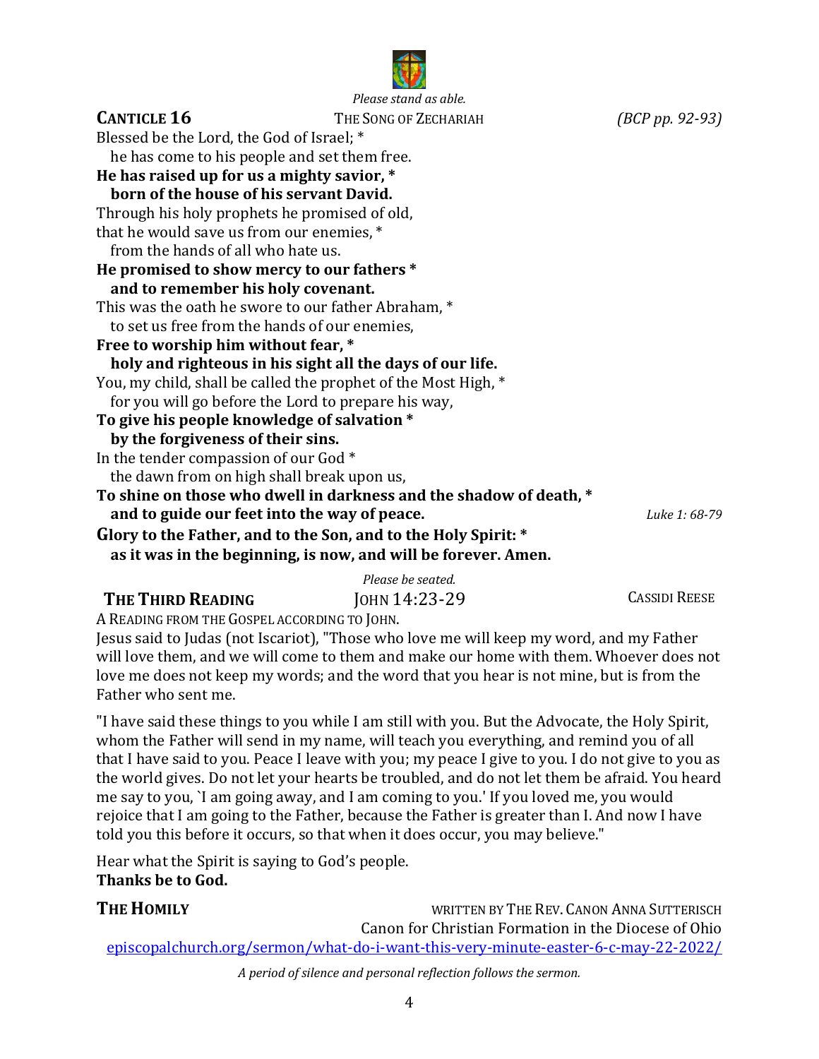*Please stand as able.*

**CANTICLE 16** THE SONG OF ZECHARIAH *(BCP pp. 92-93)*

Blessed be the Lord, the God of Israel; *
  he has come to his people and set them free.
**He has raised up for us a mighty savior, ***
  **born of the house of his servant David.**
Through his holy prophets he promised of old,
that he would save us from our enemies, *
  from the hands of all who hate us.
**He promised to show mercy to our fathers ***
  **and to remember his holy covenant.**
This was the oath he swore to our father Abraham, *
  to set us free from the hands of our enemies,
**Free to worship him without fear, ***
  **holy and righteous in his sight all the days of our life.**
You, my child, shall be called the prophet of the Most High, *
  for you will go before the Lord to prepare his way,
**To give his people knowledge of salvation ***
  **by the forgiveness of their sins.**
In the tender compassion of our God *
  the dawn from on high shall break upon us,
**To shine on those who dwell in darkness and the shadow of death, ***
  **and to guide our feet into the way of peace.** *Luke 1: 68-79*
**Glory to the Father, and to the Son, and to the Holy Spirit: ***
  **as it was in the beginning, is now, and will be forever. Amen.**

*Please be seated.*

**THE THIRD READING** JOHN 14:23-29 CASSIDI REESE

A READING FROM THE GOSPEL ACCORDING TO JOHN.

Jesus said to Judas (not Iscariot), "Those who love me will keep my word, and my Father will love them, and we will come to them and make our home with them. Whoever does not love me does not keep my words; and the word that you hear is not mine, but is from the Father who sent me.

"I have said these things to you while I am still with you. But the Advocate, the Holy Spirit, whom the Father will send in my name, will teach you everything, and remind you of all that I have said to you. Peace I leave with you; my peace I give to you. I do not give to you as the world gives. Do not let your hearts be troubled, and do not let them be afraid. You heard me say to you, `I am going away, and I am coming to you.' If you loved me, you would rejoice that I am going to the Father, because the Father is greater than I. And now I have told you this before it occurs, so that when it does occur, you may believe."

Hear what the Spirit is saying to God's people.
**Thanks be to God.**

**THE HOMILY** WRITTEN BY THE REV. CANON ANNA SUTTERISCH
Canon for Christian Formation in the Diocese of Ohio
episcopalchurch.org/sermon/what-do-i-want-this-very-minute-easter-6-c-may-22-2022/

*A period of silence and personal reflection follows the sermon.*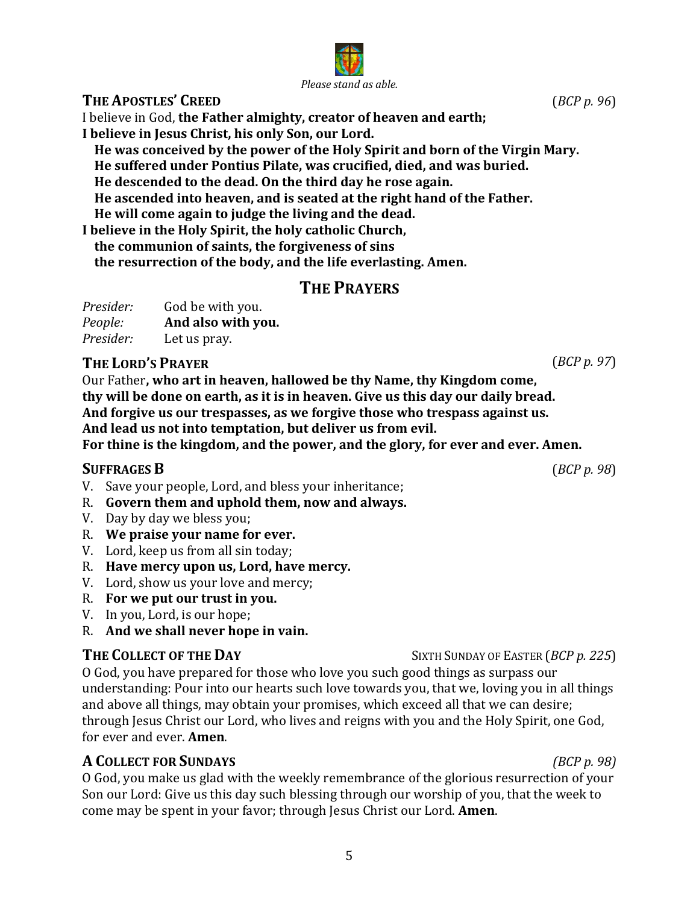*Please stand as able.*

### THE APOSTLES' CREED (*BCP p. 96*)

I believe in God, **the Father almighty, creator of heaven and earth;**
**I believe in Jesus Christ, his only Son, our Lord.**
**He was conceived by the power of the Holy Spirit and born of the Virgin Mary.**
**He suffered under Pontius Pilate, was crucified, died, and was buried.**
**He descended to the dead. On the third day he rose again.**
**He ascended into heaven, and is seated at the right hand of the Father.**
**He will come again to judge the living and the dead.**
**I believe in the Holy Spirit, the holy catholic Church,**
**the communion of saints, the forgiveness of sins**
**the resurrection of the body, and the life everlasting. Amen.**

## THE PRAYERS

*Presider:* God be with you.
*People:* **And also with you.**
*Presider:* Let us pray.

### THE LORD'S PRAYER (*BCP p. 97*)

Our Father**, who art in heaven, hallowed be thy Name, thy Kingdom come,**
**thy will be done on earth, as it is in heaven. Give us this day our daily bread.**
**And forgive us our trespasses, as we forgive those who trespass against us.**
**And lead us not into temptation, but deliver us from evil.**
**For thine is the kingdom, and the power, and the glory, for ever and ever. Amen.**

### SUFFRAGES B (*BCP p. 98*)

V. Save your people, Lord, and bless your inheritance;
R. **Govern them and uphold them, now and always.**
V. Day by day we bless you;
R. **We praise your name for ever.**
V. Lord, keep us from all sin today;
R. **Have mercy upon us, Lord, have mercy.**
V. Lord, show us your love and mercy;
R. **For we put our trust in you.**
V. In you, Lord, is our hope;
R. **And we shall never hope in vain.**

### THE COLLECT OF THE DAY — SIXTH SUNDAY OF EASTER (*BCP p. 225*)

O God, you have prepared for those who love you such good things as surpass our understanding: Pour into our hearts such love towards you, that we, loving you in all things and above all things, may obtain your promises, which exceed all that we can desire; through Jesus Christ our Lord, who lives and reigns with you and the Holy Spirit, one God, for ever and ever. **Amen**.

### A COLLECT FOR SUNDAYS *(BCP p. 98)*

O God, you make us glad with the weekly remembrance of the glorious resurrection of your Son our Lord: Give us this day such blessing through our worship of you, that the week to come may be spent in your favor; through Jesus Christ our Lord. **Amen**.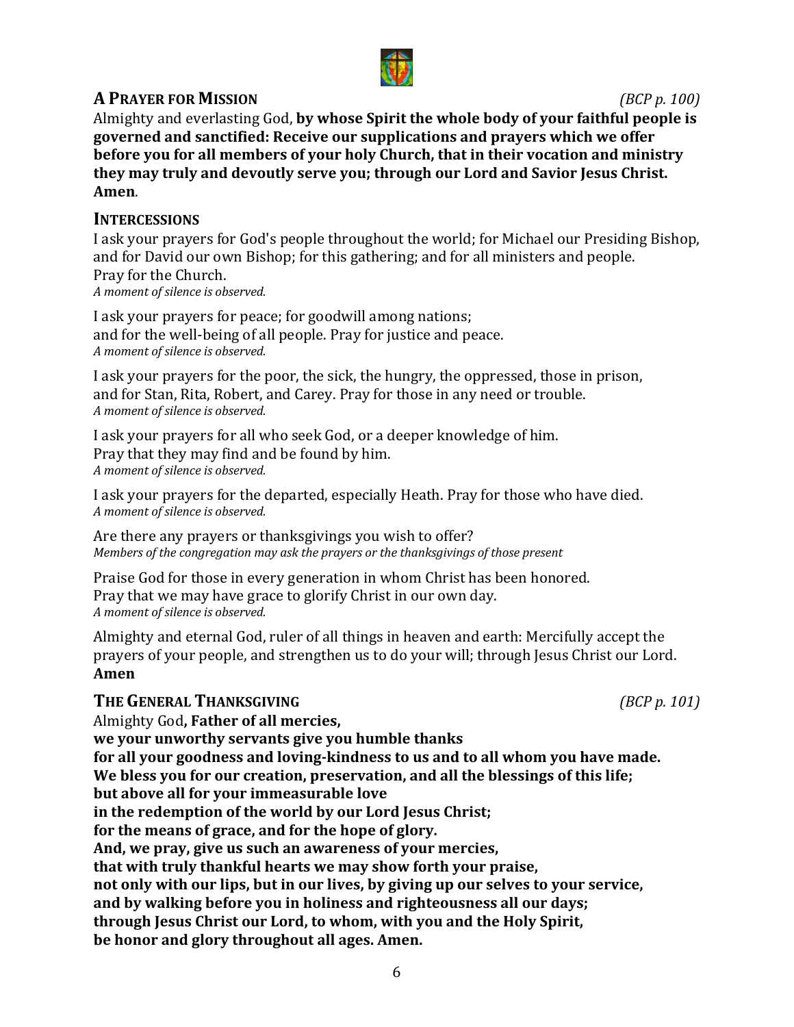## A Prayer for Mission *(BCP p. 100)*

Almighty and everlasting God, **by whose Spirit the whole body of your faithful people is governed and sanctified: Receive our supplications and prayers which we offer before you for all members of your holy Church, that in their vocation and ministry they may truly and devoutly serve you; through our Lord and Savior Jesus Christ. Amen**.

## Intercessions

I ask your prayers for God's people throughout the world; for Michael our Presiding Bishop, and for David our own Bishop; for this gathering; and for all ministers and people.
Pray for the Church.
*A moment of silence is observed.*

I ask your prayers for peace; for goodwill among nations;
and for the well-being of all people. Pray for justice and peace.
*A moment of silence is observed.*

I ask your prayers for the poor, the sick, the hungry, the oppressed, those in prison,
and for Stan, Rita, Robert, and Carey. Pray for those in any need or trouble.
*A moment of silence is observed.*

I ask your prayers for all who seek God, or a deeper knowledge of him.
Pray that they may find and be found by him.
*A moment of silence is observed.*

I ask your prayers for the departed, especially Heath. Pray for those who have died.
*A moment of silence is observed.*

Are there any prayers or thanksgivings you wish to offer?
*Members of the congregation may ask the prayers or the thanksgivings of those present*

Praise God for those in every generation in whom Christ has been honored.
Pray that we may have grace to glorify Christ in our own day.
*A moment of silence is observed.*

Almighty and eternal God, ruler of all things in heaven and earth: Mercifully accept the prayers of your people, and strengthen us to do your will; through Jesus Christ our Lord.
**Amen**

## The General Thanksgiving *(BCP p. 101)*

Almighty God**, Father of all mercies,**
**we your unworthy servants give you humble thanks**
**for all your goodness and loving-kindness to us and to all whom you have made.**
**We bless you for our creation, preservation, and all the blessings of this life;**
**but above all for your immeasurable love**
**in the redemption of the world by our Lord Jesus Christ;**
**for the means of grace, and for the hope of glory.**
**And, we pray, give us such an awareness of your mercies,**
**that with truly thankful hearts we may show forth your praise,**
**not only with our lips, but in our lives, by giving up our selves to your service,**
**and by walking before you in holiness and righteousness all our days;**
**through Jesus Christ our Lord, to whom, with you and the Holy Spirit,**
**be honor and glory throughout all ages. Amen.**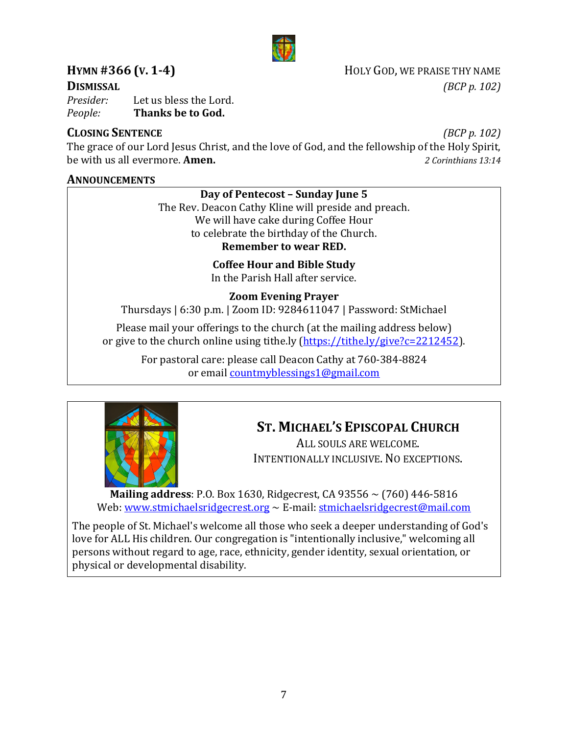**HYMN #366 (V. 1-4)** HOLY GOD, WE PRAISE THY NAME

**DISMISSAL** *(BCP p. 102)*

*Presider:* Let us bless the Lord.
*People:* **Thanks be to God.**

**CLOSING SENTENCE** *(BCP p. 102)*

The grace of our Lord Jesus Christ, and the love of God, and the fellowship of the Holy Spirit, be with us all evermore. **Amen.** *2 Corinthians 13:14*

**ANNOUNCEMENTS**

**Day of Pentecost – Sunday June 5**
The Rev. Deacon Cathy Kline will preside and preach.
We will have cake during Coffee Hour
to celebrate the birthday of the Church.
**Remember to wear RED.**

**Coffee Hour and Bible Study**
In the Parish Hall after service.

**Zoom Evening Prayer**
Thursdays | 6:30 p.m. | Zoom ID: 9284611047 | Password: StMichael

Please mail your offerings to the church (at the mailing address below) or give to the church online using tithe.ly (https://tithe.ly/give?c=2212452).

For pastoral care: please call Deacon Cathy at 760-384-8824
or email countmyblessings1@gmail.com

## ST. MICHAEL'S EPISCOPAL CHURCH

ALL SOULS ARE WELCOME.
INTENTIONALLY INCLUSIVE. NO EXCEPTIONS.

**Mailing address**: P.O. Box 1630, Ridgecrest, CA 93556 ~ (760) 446-5816
Web: www.stmichaelsridgecrest.org ~ E-mail: stmichaelsridgecrest@mail.com

The people of St. Michael's welcome all those who seek a deeper understanding of God's love for ALL His children. Our congregation is "intentionally inclusive," welcoming all persons without regard to age, race, ethnicity, gender identity, sexual orientation, or physical or developmental disability.